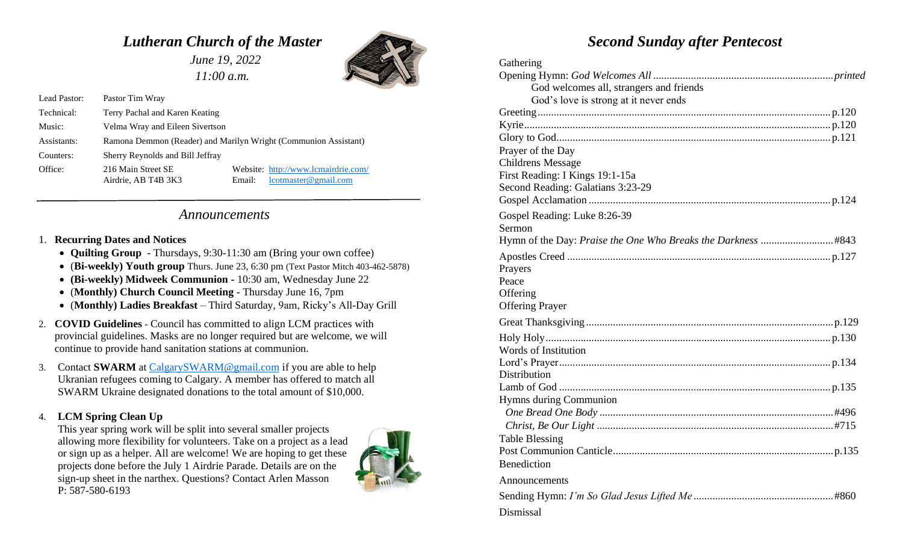# *Lutheran Church of the Master*

*June 19, 2022*

*11:00 a.m.*

| | |
|---|---|
| Lead Pastor: | Pastor Tim Wray |
| Technical: | Terry Pachal and Karen Keating |
| Music: | Velma Wray and Eileen Sivertson |
| Assistants: | Ramona Demmon (Reader) and Marilyn Wright (Communion Assistant) |
| Counters: | Sherry Reynolds and Bill Jeffray |
| Office: | 216 Main Street SE, Airdrie, AB T4B 3K3 — Website: http://www.lcmairdrie.com/ — Email: lcotmaster@gmail.com |

## *Announcements*

1. **Recurring Dates and Notices**
   - **Quilting Group** - Thursdays, 9:30-11:30 am (Bring your own coffee)
   - (**Bi-weekly) Youth group** Thurs. June 23, 6:30 pm (Text Pastor Mitch 403-462-5878)
   - **(Bi-weekly) Midweek Communion -** 10:30 am, Wednesday June 22
   - (**Monthly) Church Council Meeting** - Thursday June 16, 7pm
   - (**Monthly) Ladies Breakfast** – Third Saturday, 9am, Ricky's All-Day Grill
2. **COVID Guidelines** - Council has committed to align LCM practices with provincial guidelines. Masks are no longer required but are welcome, we will continue to provide hand sanitation stations at communion.
3. Contact **SWARM** at CalgarySWARM@gmail.com if you are able to help Ukranian refugees coming to Calgary. A member has offered to match all SWARM Ukraine designated donations to the total amount of $10,000.
4. **LCM Spring Clean Up**
   This year spring work will be split into several smaller projects allowing more flexibility for volunteers. Take on a project as a lead or sign up as a helper. All are welcome! We are hoping to get these projects done before the July 1 Airdrie Parade. Details are on the sign-up sheet in the narthex. Questions? Contact Arlen Masson P: 587-580-6193

# *Second Sunday after Pentecost*

Gathering

Opening Hymn: *God Welcomes All* .......... *printed*

God welcomes all, strangers and friends
God's love is strong at it never ends

Greeting .......... p.120

Kyrie .......... p.120

Glory to God .......... p.121

Prayer of the Day

Childrens Message

First Reading: I Kings 19:1-15a

Second Reading: Galatians 3:23-29

Gospel Acclamation .......... p.124

Gospel Reading: Luke 8:26-39

Sermon

Hymn of the Day: *Praise the One Who Breaks the Darkness* .......... #843

Apostles Creed .......... p.127

Prayers

Peace

Offering

Offering Prayer

Great Thanksgiving .......... p.129

Holy Holy .......... p.130

Words of Institution

Lord's Prayer .......... p.134

Distribution

Lamb of God .......... p.135

Hymns during Communion

*One Bread One Body* .......... #496

*Christ, Be Our Light* .......... #715

Table Blessing

Post Communion Canticle .......... p.135

Benediction

Announcements

Sending Hymn: *I'm So Glad Jesus Lifted Me* .......... #860

Dismissal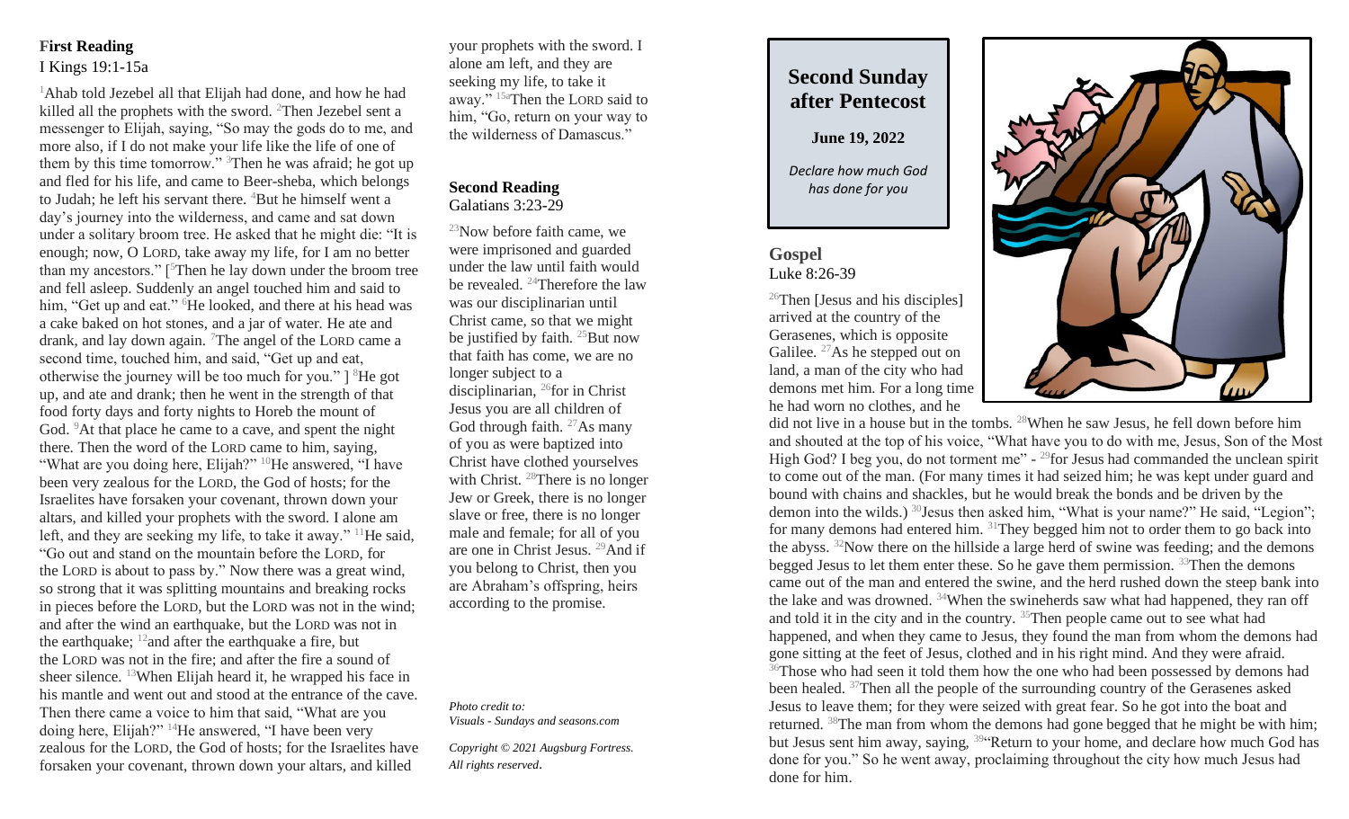## First Reading

I Kings 19:1-15a

[1]Ahab told Jezebel all that Elijah had done, and how he had killed all the prophets with the sword. [2]Then Jezebel sent a messenger to Elijah, saying, "So may the gods do to me, and more also, if I do not make your life like the life of one of them by this time tomorrow." [3]Then he was afraid; he got up and fled for his life, and came to Beer-sheba, which belongs to Judah; he left his servant there. [4]But he himself went a day's journey into the wilderness, and came and sat down under a solitary broom tree. He asked that he might die: "It is enough; now, O LORD, take away my life, for I am no better than my ancestors." [[5]Then he lay down under the broom tree and fell asleep. Suddenly an angel touched him and said to him, "Get up and eat." [6]He looked, and there at his head was a cake baked on hot stones, and a jar of water. He ate and drank, and lay down again. [7]The angel of the LORD came a second time, touched him, and said, "Get up and eat, otherwise the journey will be too much for you." ] [8]He got up, and ate and drank; then he went in the strength of that food forty days and forty nights to Horeb the mount of God. [9]At that place he came to a cave, and spent the night there. Then the word of the LORD came to him, saying, "What are you doing here, Elijah?" [10]He answered, "I have been very zealous for the LORD, the God of hosts; for the Israelites have forsaken your covenant, thrown down your altars, and killed your prophets with the sword. I alone am left, and they are seeking my life, to take it away." [11]He said, "Go out and stand on the mountain before the LORD, for the LORD is about to pass by." Now there was a great wind, so strong that it was splitting mountains and breaking rocks in pieces before the LORD, but the LORD was not in the wind; and after the wind an earthquake, but the LORD was not in the earthquake; [12]and after the earthquake a fire, but the LORD was not in the fire; and after the fire a sound of sheer silence. [13]When Elijah heard it, he wrapped his face in his mantle and went out and stood at the entrance of the cave. Then there came a voice to him that said, "What are you doing here, Elijah?" [14]He answered, "I have been very zealous for the LORD, the God of hosts; for the Israelites have forsaken your covenant, thrown down your altars, and killed your prophets with the sword. I alone am left, and they are seeking my life, to take it away." [15a]Then the LORD said to him, "Go, return on your way to the wilderness of Damascus."

## Second Reading

Galatians 3:23-29

[23]Now before faith came, we were imprisoned and guarded under the law until faith would be revealed. [24]Therefore the law was our disciplinarian until Christ came, so that we might be justified by faith. [25]But now that faith has come, we are no longer subject to a disciplinarian, [26]for in Christ Jesus you are all children of God through faith. [27]As many of you as were baptized into Christ have clothed yourselves with Christ. [28]There is no longer Jew or Greek, there is no longer slave or free, there is no longer male and female; for all of you are one in Christ Jesus. [29]And if you belong to Christ, then you are Abraham's offspring, heirs according to the promise.

*Photo credit to:*
*Visuals - Sundays and seasons.com*

*Copyright © 2021 Augsburg Fortress.*
*All rights reserved.*

# Second Sunday after Pentecost

**June 19, 2022**

*Declare how much God has done for you*

## Gospel

Luke 8:26-39

[26]Then [Jesus and his disciples] arrived at the country of the Gerasenes, which is opposite Galilee. [27]As he stepped out on land, a man of the city who had demons met him. For a long time he had worn no clothes, and he did not live in a house but in the tombs. [28]When he saw Jesus, he fell down before him and shouted at the top of his voice, "What have you to do with me, Jesus, Son of the Most High God? I beg you, do not torment me" - [29]for Jesus had commanded the unclean spirit to come out of the man. (For many times it had seized him; he was kept under guard and bound with chains and shackles, but he would break the bonds and be driven by the demon into the wilds.) [30]Jesus then asked him, "What is your name?" He said, "Legion"; for many demons had entered him. [31]They begged him not to order them to go back into the abyss. [32]Now there on the hillside a large herd of swine was feeding; and the demons begged Jesus to let them enter these. So he gave them permission. [33]Then the demons came out of the man and entered the swine, and the herd rushed down the steep bank into the lake and was drowned. [34]When the swineherds saw what had happened, they ran off and told it in the city and in the country. [35]Then people came out to see what had happened, and when they came to Jesus, they found the man from whom the demons had gone sitting at the feet of Jesus, clothed and in his right mind. And they were afraid. [36]Those who had seen it told them how the one who had been possessed by demons had been healed. [37]Then all the people of the surrounding country of the Gerasenes asked Jesus to leave them; for they were seized with great fear. So he got into the boat and returned. [38]The man from whom the demons had gone begged that he might be with him; but Jesus sent him away, saying, [39]"Return to your home, and declare how much God has done for you." So he went away, proclaiming throughout the city how much Jesus had done for him.